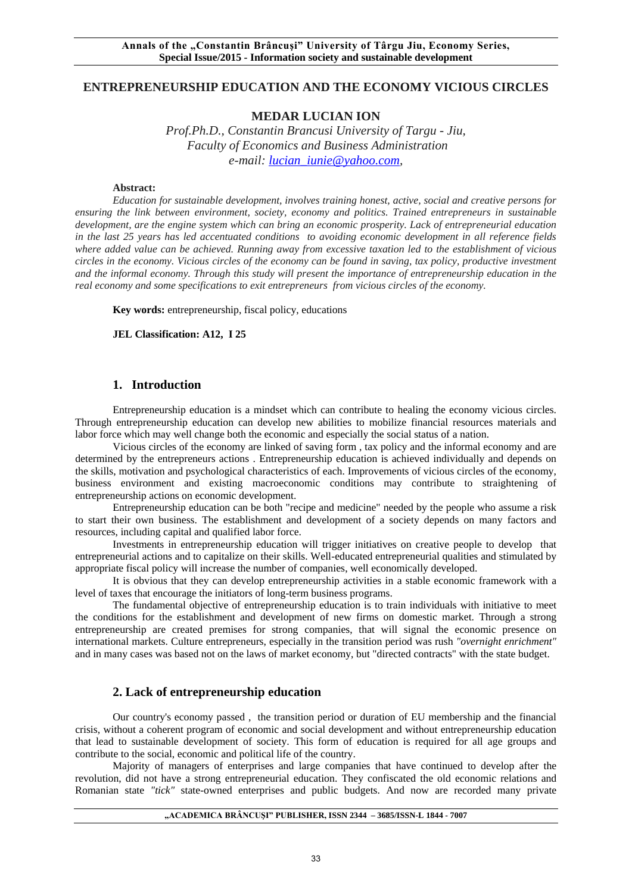# ENTREPRENEURSHIP EDUCATION AND THE ECONOMY VICIOUS CIRCLES

**MEDAR LUCIAN ION**

*Prof.Ph.D., Constantin Brancusi University of Targu - Jiu,*
*Faculty of Economics and Business Administration*
*e-mail: lucian_iunie@yahoo.com,*

**Abstract:**

*Education for sustainable development, involves training honest, active, social and creative persons for ensuring the link between environment, society, economy and politics. Trained entrepreneurs in sustainable development, are the engine system which can bring an economic prosperity. Lack of entrepreneurial education in the last 25 years has led accentuated conditions to avoiding economic development in all reference fields where added value can be achieved. Running away from excessive taxation led to the establishment of vicious circles in the economy. Vicious circles of the economy can be found in saving, tax policy, productive investment and the informal economy. Through this study will present the importance of entrepreneurship education in the real economy and some specifications to exit entrepreneurs from vicious circles of the economy.*

**Key words:** entrepreneurship, fiscal policy, educations

**JEL Classification: A12, I 25**

## 1. Introduction

Entrepreneurship education is a mindset which can contribute to healing the economy vicious circles. Through entrepreneurship education can develop new abilities to mobilize financial resources materials and labor force which may well change both the economic and especially the social status of a nation.

Vicious circles of the economy are linked of saving form , tax policy and the informal economy and are determined by the entrepreneurs actions . Entrepreneurship education is achieved individually and depends on the skills, motivation and psychological characteristics of each. Improvements of vicious circles of the economy, business environment and existing macroeconomic conditions may contribute to straightening of entrepreneurship actions on economic development.

Entrepreneurship education can be both "recipe and medicine" needed by the people who assume a risk to start their own business. The establishment and development of a society depends on many factors and resources, including capital and qualified labor force.

Investments in entrepreneurship education will trigger initiatives on creative people to develop that entrepreneurial actions and to capitalize on their skills. Well-educated entrepreneurial qualities and stimulated by appropriate fiscal policy will increase the number of companies, well economically developed.

It is obvious that they can develop entrepreneurship activities in a stable economic framework with a level of taxes that encourage the initiators of long-term business programs.

The fundamental objective of entrepreneurship education is to train individuals with initiative to meet the conditions for the establishment and development of new firms on domestic market. Through a strong entrepreneurship are created premises for strong companies, that will signal the economic presence on international markets. Culture entrepreneurs, especially in the transition period was rush *"overnight enrichment"* and in many cases was based not on the laws of market economy, but "directed contracts" with the state budget.

## 2. Lack of entrepreneurship education

Our country's economy passed , the transition period or duration of EU membership and the financial crisis, without a coherent program of economic and social development and without entrepreneurship education that lead to sustainable development of society. This form of education is required for all age groups and contribute to the social, economic and political life of the country.

Majority of managers of enterprises and large companies that have continued to develop after the revolution, did not have a strong entrepreneurial education. They confiscated the old economic relations and Romanian state *"tick"* state-owned enterprises and public budgets. And now are recorded many private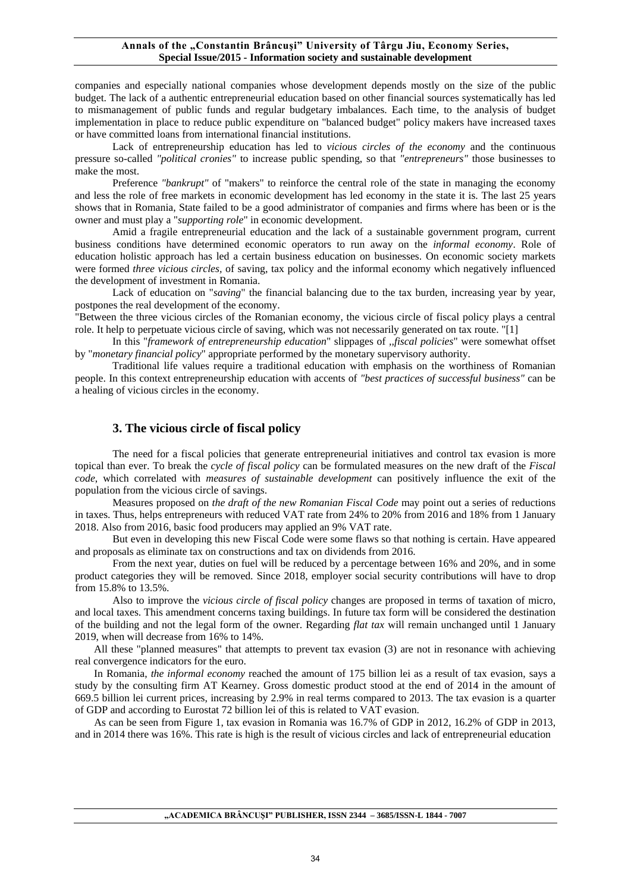companies and especially national companies whose development depends mostly on the size of the public budget. The lack of a authentic entrepreneurial education based on other financial sources systematically has led to mismanagement of public funds and regular budgetary imbalances. Each time, to the analysis of budget implementation in place to reduce public expenditure on "balanced budget" policy makers have increased taxes or have committed loans from international financial institutions.

Lack of entrepreneurship education has led to *vicious circles of the economy* and the continuous pressure so-called *"political cronies"* to increase public spending, so that *"entrepreneurs"* those businesses to make the most.

Preference *"bankrupt"* of "makers" to reinforce the central role of the state in managing the economy and less the role of free markets in economic development has led economy in the state it is. The last 25 years shows that in Romania, State failed to be a good administrator of companies and firms where has been or is the owner and must play a "*supporting role*" in economic development.

Amid a fragile entrepreneurial education and the lack of a sustainable government program, current business conditions have determined economic operators to run away on the *informal economy*. Role of education holistic approach has led a certain business education on businesses. On economic society markets were formed *three vicious circles*, of saving, tax policy and the informal economy which negatively influenced the development of investment in Romania.

Lack of education on "*saving*" the financial balancing due to the tax burden, increasing year by year, postpones the real development of the economy.

"Between the three vicious circles of the Romanian economy, the vicious circle of fiscal policy plays a central role. It help to perpetuate vicious circle of saving, which was not necessarily generated on tax route. "[1]

In this "*framework of entrepreneurship education*" slippages of „*fiscal policies*" were somewhat offset by "*monetary financial policy*" appropriate performed by the monetary supervisory authority.

Traditional life values require a traditional education with emphasis on the worthiness of Romanian people. In this context entrepreneurship education with accents of *"best practices of successful business"* can be a healing of vicious circles in the economy.

## 3. The vicious circle of fiscal policy

The need for a fiscal policies that generate entrepreneurial initiatives and control tax evasion is more topical than ever. To break the *cycle of fiscal policy* can be formulated measures on the new draft of the *Fiscal code*, which correlated with *measures of sustainable development* can positively influence the exit of the population from the vicious circle of savings.

Measures proposed on *the draft of the new Romanian Fiscal Code* may point out a series of reductions in taxes. Thus, helps entrepreneurs with reduced VAT rate from 24% to 20% from 2016 and 18% from 1 January 2018. Also from 2016, basic food producers may applied an 9% VAT rate.

But even in developing this new Fiscal Code were some flaws so that nothing is certain. Have appeared and proposals as eliminate tax on constructions and tax on dividends from 2016.

From the next year, duties on fuel will be reduced by a percentage between 16% and 20%, and in some product categories they will be removed. Since 2018, employer social security contributions will have to drop from 15.8% to 13.5%.

Also to improve the *vicious circle of fiscal policy* changes are proposed in terms of taxation of micro, and local taxes. This amendment concerns taxing buildings. In future tax form will be considered the destination of the building and not the legal form of the owner. Regarding *flat tax* will remain unchanged until 1 January 2019, when will decrease from 16% to 14%.

All these "planned measures" that attempts to prevent tax evasion (3) are not in resonance with achieving real convergence indicators for the euro.

In Romania, *the informal economy* reached the amount of 175 billion lei as a result of tax evasion, says a study by the consulting firm AT Kearney. Gross domestic product stood at the end of 2014 in the amount of 669.5 billion lei current prices, increasing by 2.9% in real terms compared to 2013. The tax evasion is a quarter of GDP and according to Eurostat 72 billion lei of this is related to VAT evasion.

As can be seen from Figure 1, tax evasion in Romania was 16.7% of GDP in 2012, 16.2% of GDP in 2013, and in 2014 there was 16%. This rate is high is the result of vicious circles and lack of entrepreneurial education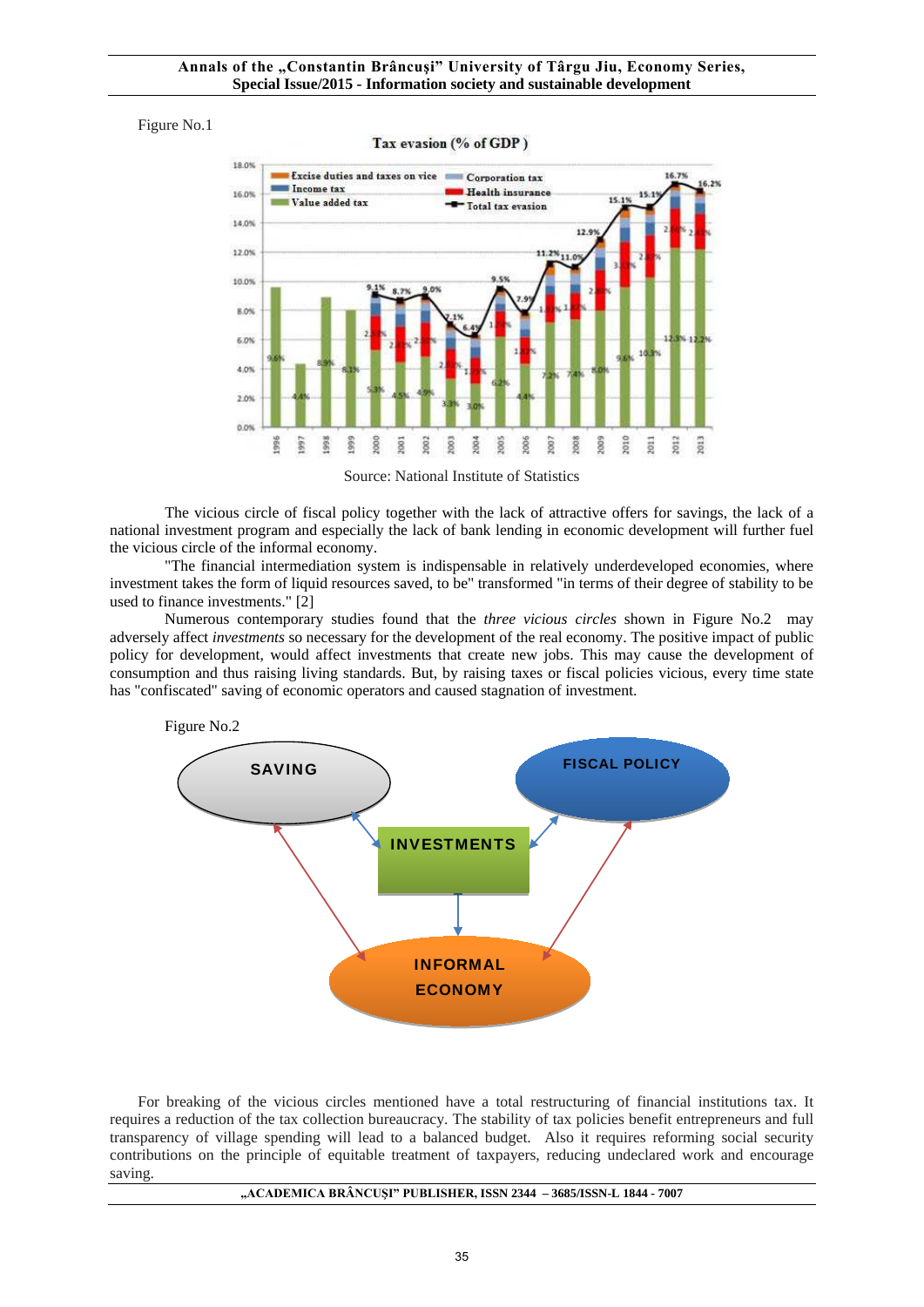Figure No.1

Source: National Institute of Statistics

The vicious circle of fiscal policy together with the lack of attractive offers for savings, the lack of a national investment program and especially the lack of bank lending in economic development will further fuel the vicious circle of the informal economy.

"The financial intermediation system is indispensable in relatively underdeveloped economies, where investment takes the form of liquid resources saved, to be" transformed "in terms of their degree of stability to be used to finance investments." [2]

Numerous contemporary studies found that the *three vicious circles* shown in Figure No.2 may adversely affect *investments* so necessary for the development of the real economy. The positive impact of public policy for development, would affect investments that create new jobs. This may cause the development of consumption and thus raising living standards. But, by raising taxes or fiscal policies vicious, every time state has "confiscated" saving of economic operators and caused stagnation of investment.

Figure No.2

For breaking of the vicious circles mentioned have a total restructuring of financial institutions tax. It requires a reduction of the tax collection bureaucracy. The stability of tax policies benefit entrepreneurs and full transparency of village spending will lead to a balanced budget. Also it requires reforming social security contributions on the principle of equitable treatment of taxpayers, reducing undeclared work and encourage saving.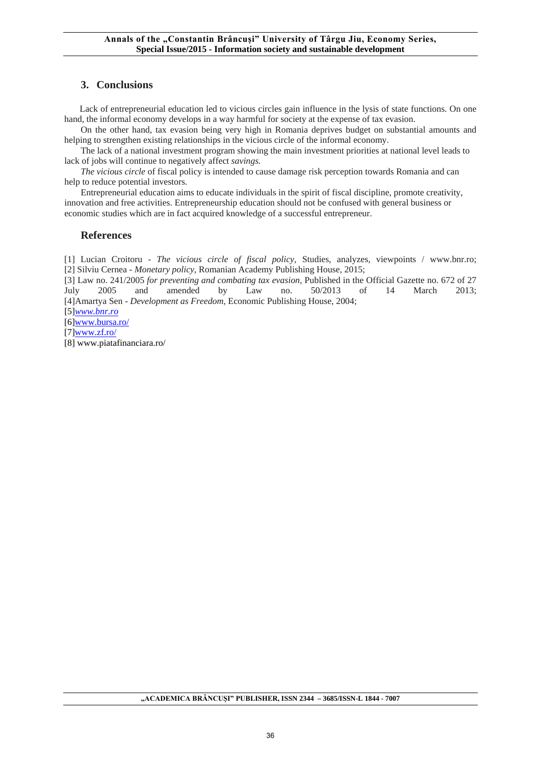## 3. Conclusions

Lack of entrepreneurial education led to vicious circles gain influence in the lysis of state functions. On one hand, the informal economy develops in a way harmful for society at the expense of tax evasion.

On the other hand, tax evasion being very high in Romania deprives budget on substantial amounts and helping to strengthen existing relationships in the vicious circle of the informal economy.

The lack of a national investment program showing the main investment priorities at national level leads to lack of jobs will continue to negatively affect *savings.*

*The vicious circle* of fiscal policy is intended to cause damage risk perception towards Romania and can help to reduce potential investors.

Entrepreneurial education aims to educate individuals in the spirit of fiscal discipline, promote creativity, innovation and free activities. Entrepreneurship education should not be confused with general business or economic studies which are in fact acquired knowledge of a successful entrepreneur.

## References

[1] Lucian Croitoru - *The vicious circle of fiscal policy*, Studies, analyzes, viewpoints / www.bnr.ro;
[2] Silviu Cernea - *Monetary policy*, Romanian Academy Publishing House, 2015;
[3] Law no. 241/2005 *for preventing and combating tax evasion*, Published in the Official Gazette no. 672 of 27 July 2005 and amended by Law no. 50/2013 of 14 March 2013;
[4]Amartya Sen - *Development as Freedom*, Economic Publishing House, 2004;
[5]*www.bnr.ro*
[6]www.bursa.ro/
[7]www.zf.ro/
[8] www.piatafinanciara.ro/